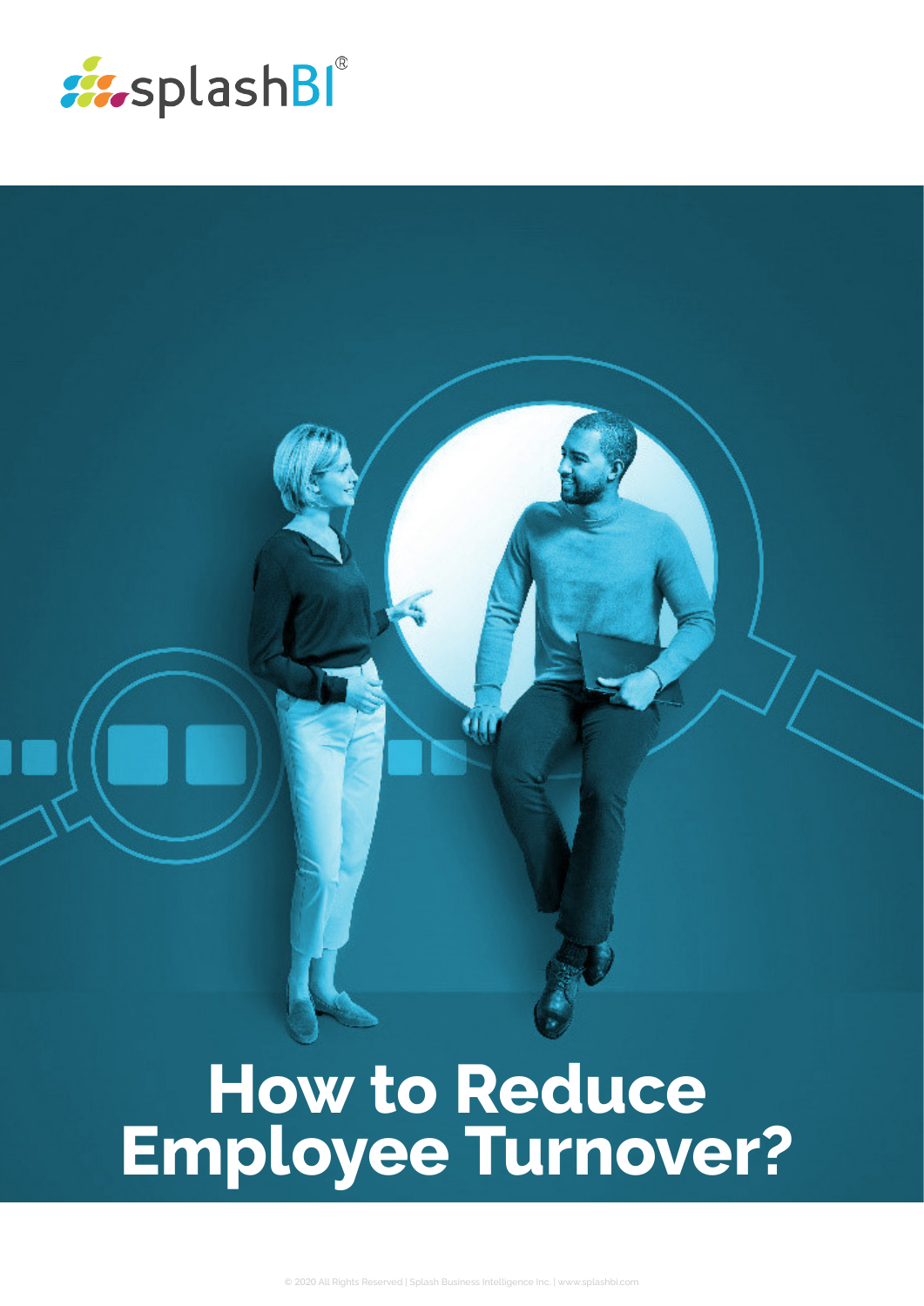splashBI®

# How to Reduce Employee Turnover?

© 2020 All Rights Reserved | Splash Business Intelligence Inc. | www.splashbi.com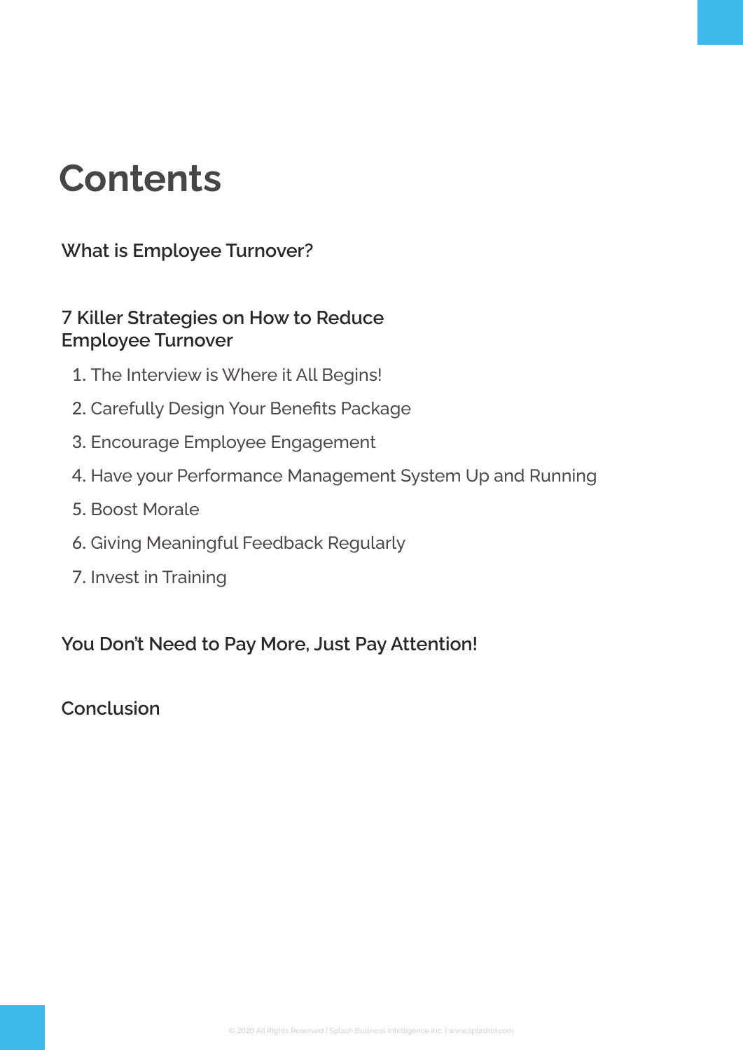# Contents

**What is Employee Turnover?**

**7 Killer Strategies on How to Reduce Employee Turnover**

1. The Interview is Where it All Begins!
2. Carefully Design Your Benefits Package
3. Encourage Employee Engagement
4. Have your Performance Management System Up and Running
5. Boost Morale
6. Giving Meaningful Feedback Regularly
7. Invest in Training

**You Don't Need to Pay More, Just Pay Attention!**

**Conclusion**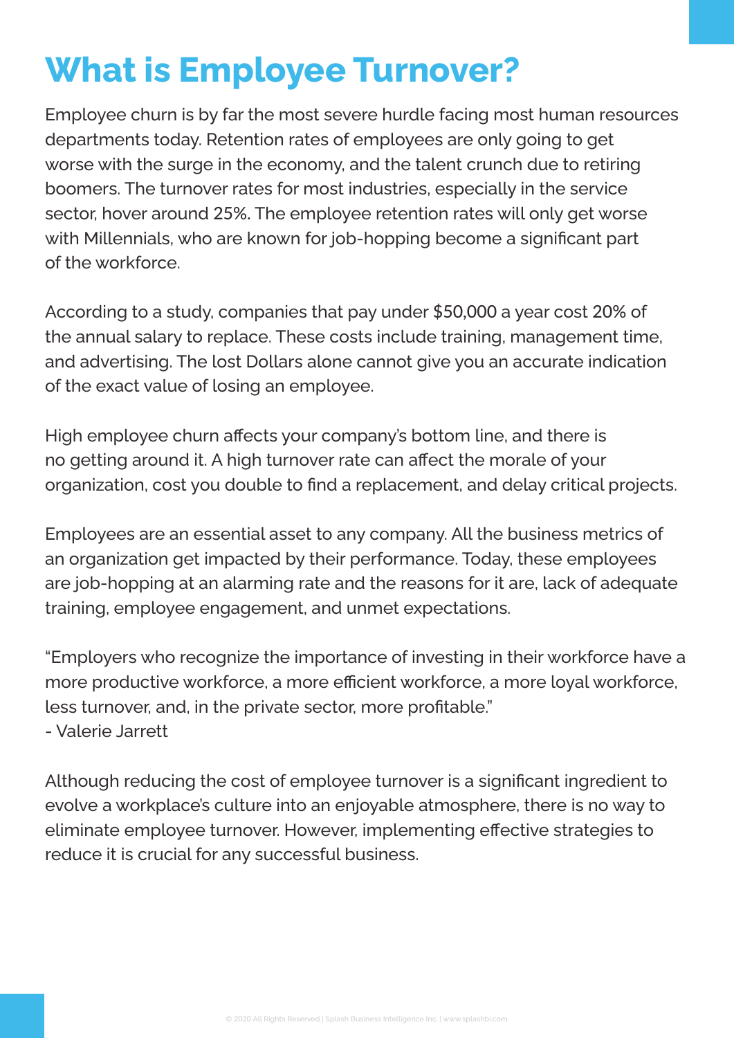# What is Employee Turnover?

Employee churn is by far the most severe hurdle facing most human resources departments today. Retention rates of employees are only going to get worse with the surge in the economy, and the talent crunch due to retiring boomers. The turnover rates for most industries, especially in the service sector, hover around 25%. The employee retention rates will only get worse with Millennials, who are known for job-hopping become a significant part of the workforce.

According to a study, companies that pay under $50,000 a year cost 20% of the annual salary to replace. These costs include training, management time, and advertising. The lost Dollars alone cannot give you an accurate indication of the exact value of losing an employee.

High employee churn affects your company's bottom line, and there is no getting around it. A high turnover rate can affect the morale of your organization, cost you double to find a replacement, and delay critical projects.

Employees are an essential asset to any company. All the business metrics of an organization get impacted by their performance. Today, these employees are job-hopping at an alarming rate and the reasons for it are, lack of adequate training, employee engagement, and unmet expectations.

"Employers who recognize the importance of investing in their workforce have a more productive workforce, a more efficient workforce, a more loyal workforce, less turnover, and, in the private sector, more profitable."
- Valerie Jarrett

Although reducing the cost of employee turnover is a significant ingredient to evolve a workplace's culture into an enjoyable atmosphere, there is no way to eliminate employee turnover. However, implementing effective strategies to reduce it is crucial for any successful business.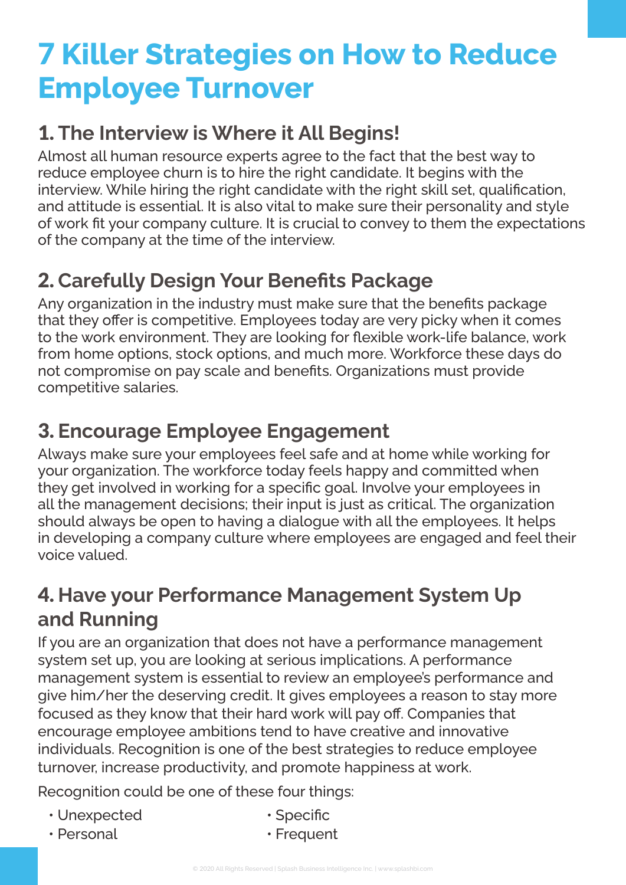# 7 Killer Strategies on How to Reduce Employee Turnover

## 1. The Interview is Where it All Begins!

Almost all human resource experts agree to the fact that the best way to reduce employee churn is to hire the right candidate. It begins with the interview. While hiring the right candidate with the right skill set, qualification, and attitude is essential. It is also vital to make sure their personality and style of work fit your company culture. It is crucial to convey to them the expectations of the company at the time of the interview.

## 2. Carefully Design Your Benefits Package

Any organization in the industry must make sure that the benefits package that they offer is competitive. Employees today are very picky when it comes to the work environment. They are looking for flexible work-life balance, work from home options, stock options, and much more. Workforce these days do not compromise on pay scale and benefits. Organizations must provide competitive salaries.

## 3. Encourage Employee Engagement

Always make sure your employees feel safe and at home while working for your organization. The workforce today feels happy and committed when they get involved in working for a specific goal. Involve your employees in all the management decisions; their input is just as critical. The organization should always be open to having a dialogue with all the employees. It helps in developing a company culture where employees are engaged and feel their voice valued.

## 4. Have your Performance Management System Up and Running

If you are an organization that does not have a performance management system set up, you are looking at serious implications. A performance management system is essential to review an employee's performance and give him/her the deserving credit. It gives employees a reason to stay more focused as they know that their hard work will pay off. Companies that encourage employee ambitions tend to have creative and innovative individuals. Recognition is one of the best strategies to reduce employee turnover, increase productivity, and promote happiness at work.

Recognition could be one of these four things:

- Unexpected
- Personal
- Specific
- Frequent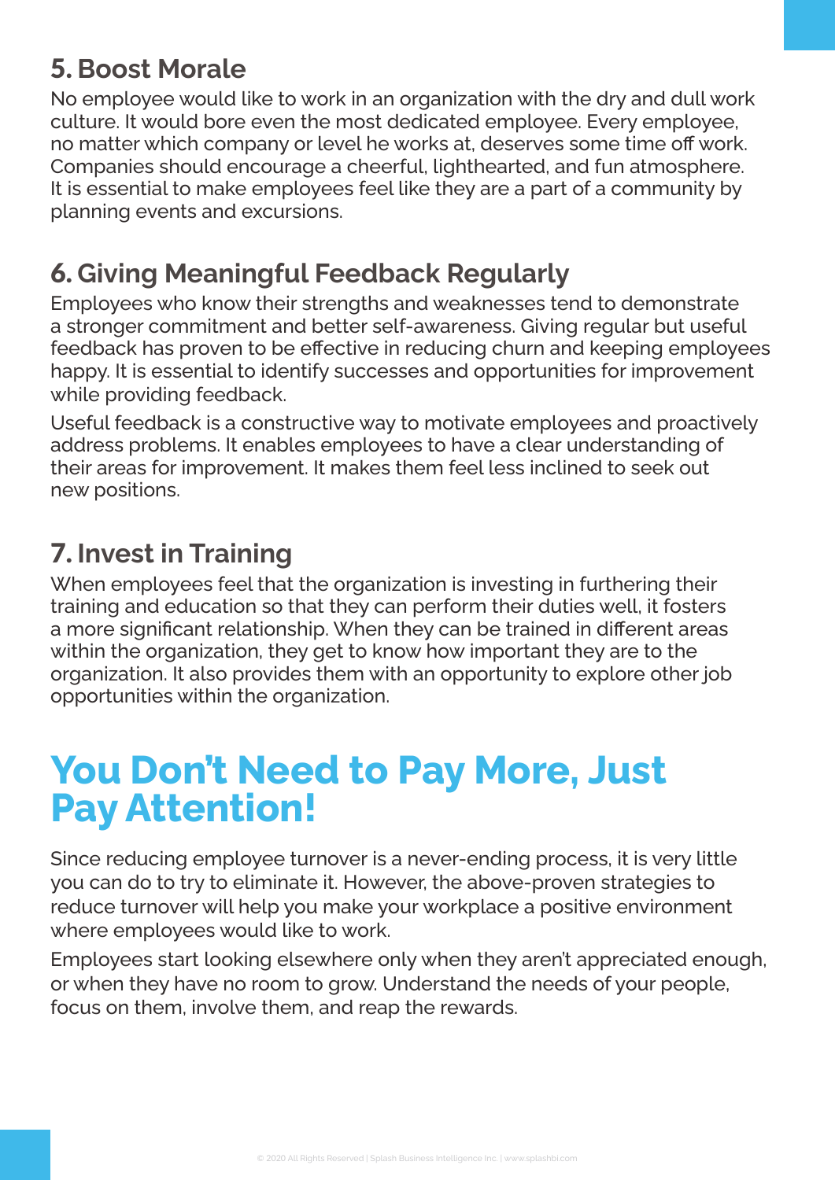### 5. Boost Morale

No employee would like to work in an organization with the dry and dull work culture. It would bore even the most dedicated employee. Every employee, no matter which company or level he works at, deserves some time off work. Companies should encourage a cheerful, lighthearted, and fun atmosphere. It is essential to make employees feel like they are a part of a community by planning events and excursions.

### 6. Giving Meaningful Feedback Regularly

Employees who know their strengths and weaknesses tend to demonstrate a stronger commitment and better self-awareness. Giving regular but useful feedback has proven to be effective in reducing churn and keeping employees happy. It is essential to identify successes and opportunities for improvement while providing feedback.

Useful feedback is a constructive way to motivate employees and proactively address problems. It enables employees to have a clear understanding of their areas for improvement. It makes them feel less inclined to seek out new positions.

### 7. Invest in Training

When employees feel that the organization is investing in furthering their training and education so that they can perform their duties well, it fosters a more significant relationship. When they can be trained in different areas within the organization, they get to know how important they are to the organization. It also provides them with an opportunity to explore other job opportunities within the organization.

## You Don't Need to Pay More, Just Pay Attention!

Since reducing employee turnover is a never-ending process, it is very little you can do to try to eliminate it. However, the above-proven strategies to reduce turnover will help you make your workplace a positive environment where employees would like to work.

Employees start looking elsewhere only when they aren't appreciated enough, or when they have no room to grow. Understand the needs of your people, focus on them, involve them, and reap the rewards.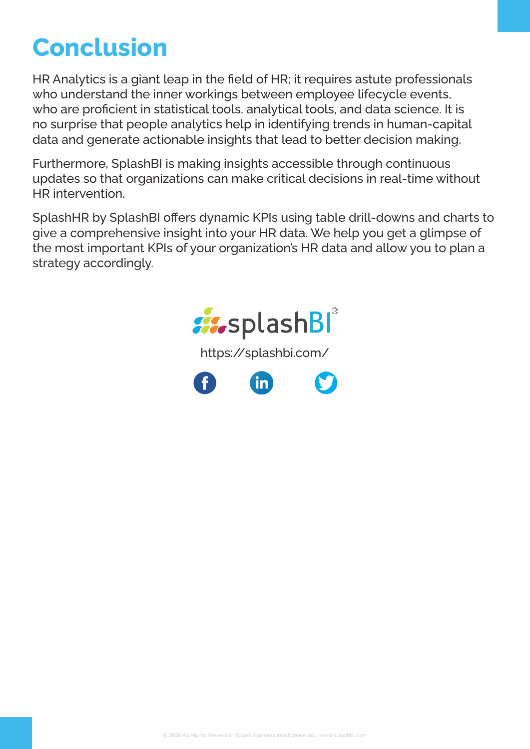# Conclusion

HR Analytics is a giant leap in the field of HR; it requires astute professionals who understand the inner workings between employee lifecycle events, who are proficient in statistical tools, analytical tools, and data science. It is no surprise that people analytics help in identifying trends in human-capital data and generate actionable insights that lead to better decision making.

Furthermore, SplashBI is making insights accessible through continuous updates so that organizations can make critical decisions in real-time without HR intervention.

SplashHR by SplashBI offers dynamic KPIs using table drill-downs and charts to give a comprehensive insight into your HR data. We help you get a glimpse of the most important KPIs of your organization's HR data and allow you to plan a strategy accordingly.

splashBI®

https://splashbi.com/

© 2020 All Rights Reserved | Splash Business Intelligence Inc. | www.splashbi.com